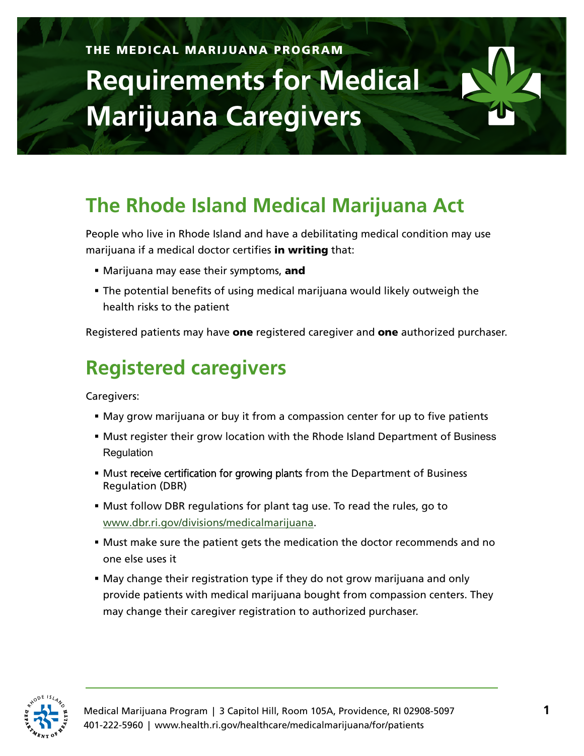THE MEDICAL MARIJUANA PROGRAM

# Requirements for Medical Marijuana Caregivers

## The Rhode Island Medical Marijuana Act

People who live in Rhode Island and have a debilitating medical condition may use marijuana if a medical doctor certifies **in writing** that:

- Marijuana may ease their symptoms, **and**
- The potential benefits of using medical marijuana would likely outweigh the health risks to the patient

Registered patients may have **one** registered caregiver and **one** authorized purchaser.

## Registered caregivers

Caregivers:

- May grow marijuana or buy it from a compassion center for up to five patients
- Must register their grow location with the Rhode Island Department of Business Regulation
- Must receive certification for growing plants from the Department of Business Regulation (DBR)
- Must follow DBR regulations for plant tag use. To read the rules, go to www.dbr.ri.gov/divisions/medicalmarijuana.
- Must make sure the patient gets the medication the doctor recommends and no one else uses it
- May change their registration type if they do not grow marijuana and only provide patients with medical marijuana bought from compassion centers. They may change their caregiver registration to authorized purchaser.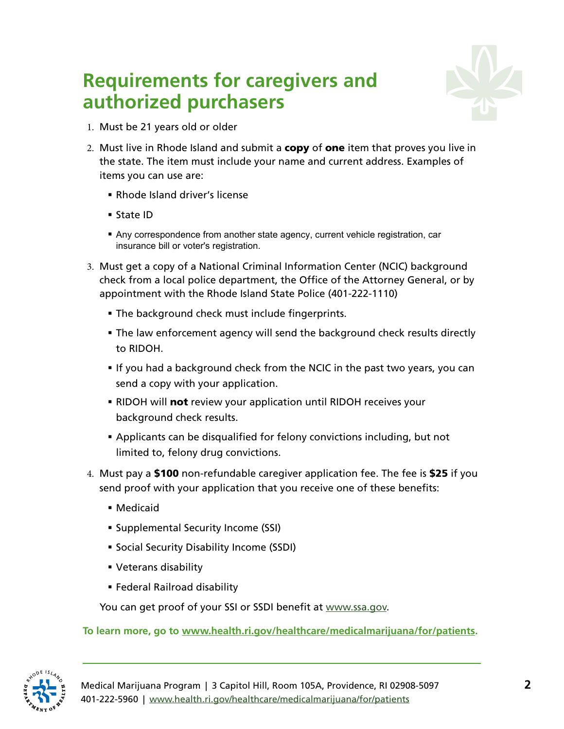# Requirements for caregivers and authorized purchasers

1. Must be 21 years old or older
2. Must live in Rhode Island and submit a **copy** of **one** item that proves you live in the state. The item must include your name and current address. Examples of items you can use are:
   - Rhode Island driver's license
   - State ID
   - Any correspondence from another state agency, current vehicle registration, car insurance bill or voter's registration.
3. Must get a copy of a National Criminal Information Center (NCIC) background check from a local police department, the Office of the Attorney General, or by appointment with the Rhode Island State Police (401-222-1110)
   - The background check must include fingerprints.
   - The law enforcement agency will send the background check results directly to RIDOH.
   - If you had a background check from the NCIC in the past two years, you can send a copy with your application.
   - RIDOH will **not** review your application until RIDOH receives your background check results.
   - Applicants can be disqualified for felony convictions including, but not limited to, felony drug convictions.
4. Must pay a **$100** non-refundable caregiver application fee. The fee is **$25** if you send proof with your application that you receive one of these benefits:
   - Medicaid
   - Supplemental Security Income (SSI)
   - Social Security Disability Income (SSDI)
   - Veterans disability
   - Federal Railroad disability

   You can get proof of your SSI or SSDI benefit at www.ssa.gov.

**To learn more, go to www.health.ri.gov/healthcare/medicalmarijuana/for/patients.**

Medical Marijuana Program | 3 Capitol Hill, Room 105A, Providence, RI 02908-5097
401-222-5960 | www.health.ri.gov/healthcare/medicalmarijuana/for/patients